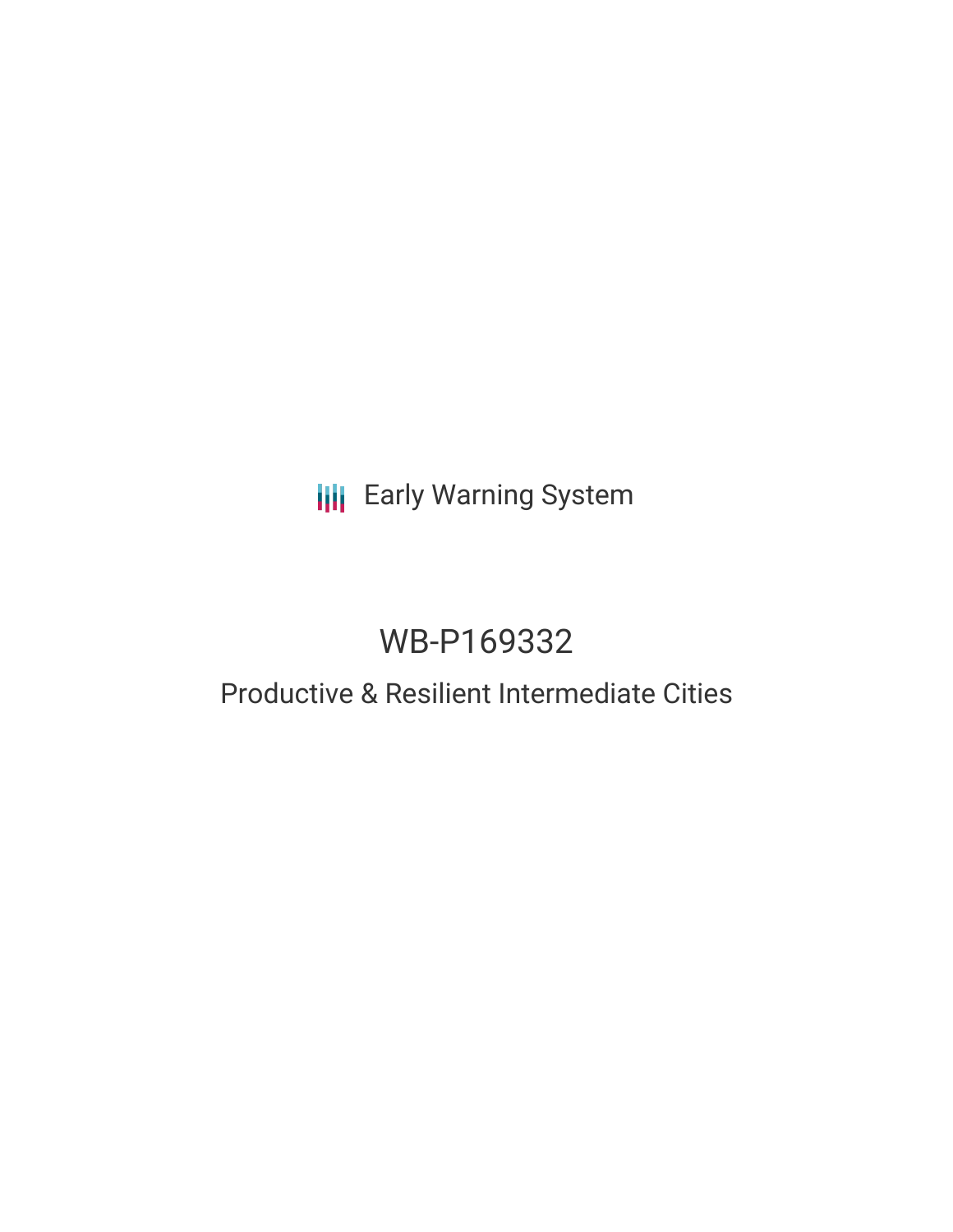Early Warning System

# WB-P169332

## Productive & Resilient Intermediate Cities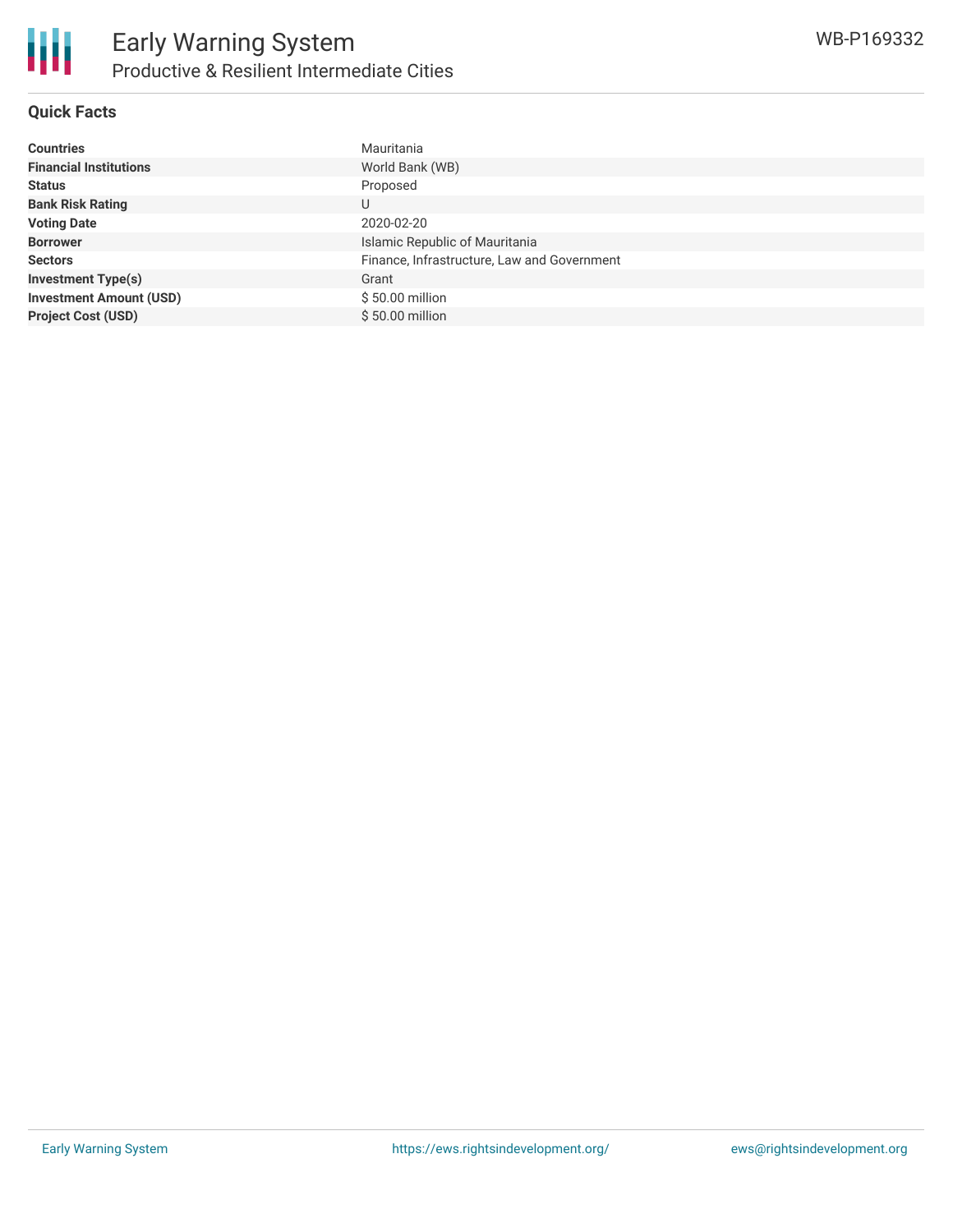# Early Warning System

## Productive & Resilient Intermediate Cities

WB-P169332

### Quick Facts

| | |
|---|---|
| **Countries** | Mauritania |
| **Financial Institutions** | World Bank (WB) |
| **Status** | Proposed |
| **Bank Risk Rating** | U |
| **Voting Date** | 2020-02-20 |
| **Borrower** | Islamic Republic of Mauritania |
| **Sectors** | Finance, Infrastructure, Law and Government |
| **Investment Type(s)** | Grant |
| **Investment Amount (USD)** | $ 50.00 million |
| **Project Cost (USD)** | $ 50.00 million |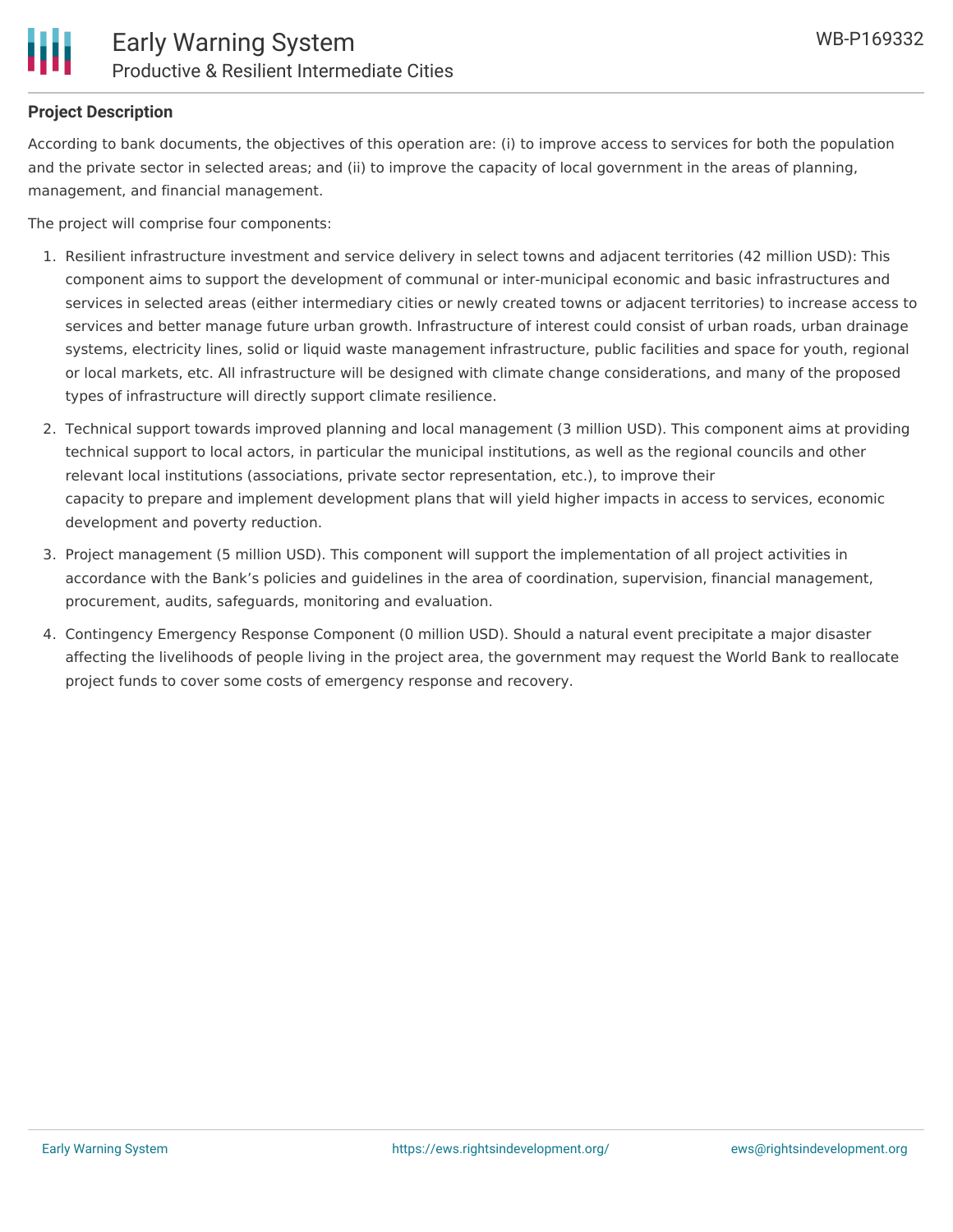**Project Description**

According to bank documents, the objectives of this operation are: (i) to improve access to services for both the population and the private sector in selected areas; and (ii) to improve the capacity of local government in the areas of planning, management, and financial management.

The project will comprise four components:

1. Resilient infrastructure investment and service delivery in select towns and adjacent territories (42 million USD): This component aims to support the development of communal or inter-municipal economic and basic infrastructures and services in selected areas (either intermediary cities or newly created towns or adjacent territories) to increase access to services and better manage future urban growth. Infrastructure of interest could consist of urban roads, urban drainage systems, electricity lines, solid or liquid waste management infrastructure, public facilities and space for youth, regional or local markets, etc. All infrastructure will be designed with climate change considerations, and many of the proposed types of infrastructure will directly support climate resilience.
2. Technical support towards improved planning and local management (3 million USD). This component aims at providing technical support to local actors, in particular the municipal institutions, as well as the regional councils and other relevant local institutions (associations, private sector representation, etc.), to improve their capacity to prepare and implement development plans that will yield higher impacts in access to services, economic development and poverty reduction.
3. Project management (5 million USD). This component will support the implementation of all project activities in accordance with the Bank's policies and guidelines in the area of coordination, supervision, financial management, procurement, audits, safeguards, monitoring and evaluation.
4. Contingency Emergency Response Component (0 million USD). Should a natural event precipitate a major disaster affecting the livelihoods of people living in the project area, the government may request the World Bank to reallocate project funds to cover some costs of emergency response and recovery.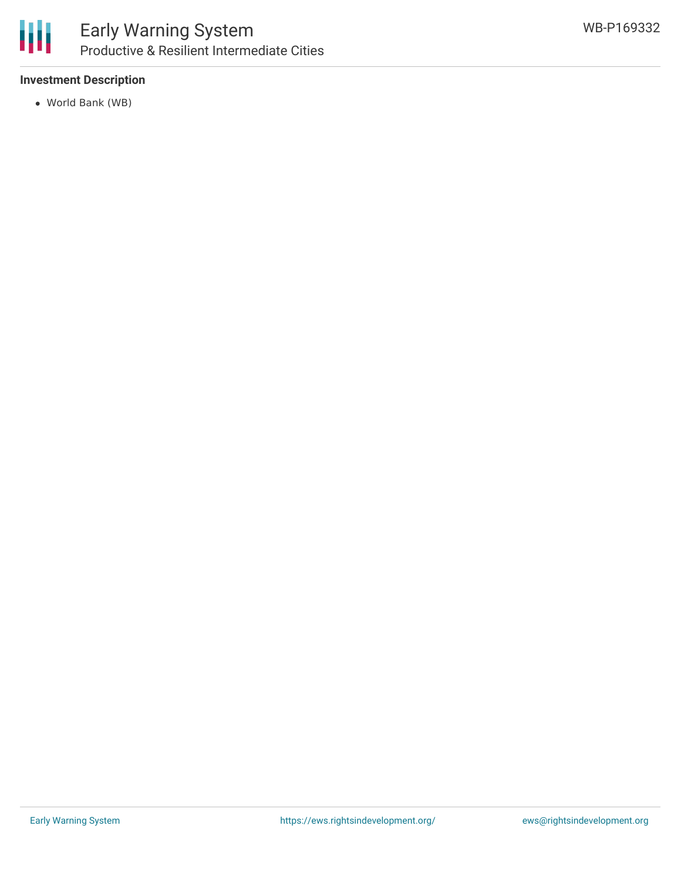### Investment Description

- World Bank (WB)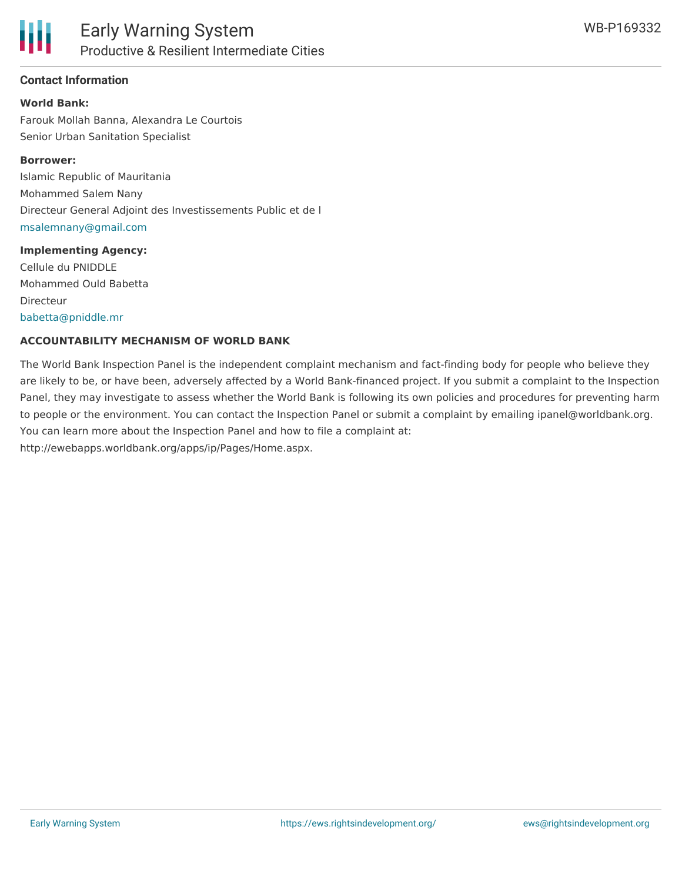## Contact Information

**World Bank:**

Farouk Mollah Banna, Alexandra Le Courtois

Senior Urban Sanitation Specialist

**Borrower:**

Islamic Republic of Mauritania

Mohammed Salem Nany

Directeur General Adjoint des Investissements Public et de l

msalemnany@gmail.com

**Implementing Agency:**

Cellule du PNIDDLE

Mohammed Ould Babetta

Directeur

babetta@pniddle.mr

### ACCOUNTABILITY MECHANISM OF WORLD BANK

The World Bank Inspection Panel is the independent complaint mechanism and fact-finding body for people who believe they are likely to be, or have been, adversely affected by a World Bank-financed project. If you submit a complaint to the Inspection Panel, they may investigate to assess whether the World Bank is following its own policies and procedures for preventing harm to people or the environment. You can contact the Inspection Panel or submit a complaint by emailing ipanel@worldbank.org. You can learn more about the Inspection Panel and how to file a complaint at: http://ewebapps.worldbank.org/apps/ip/Pages/Home.aspx.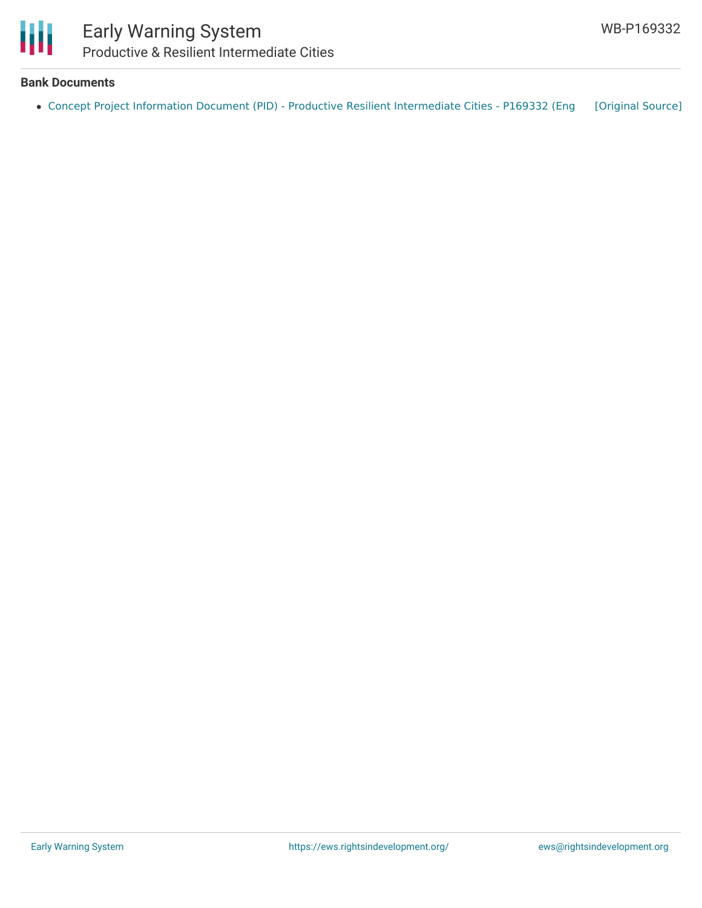**Bank Documents**

- Concept Project Information Document (PID) - Productive Resilient Intermediate Cities - P169332 (Eng [Original Source]